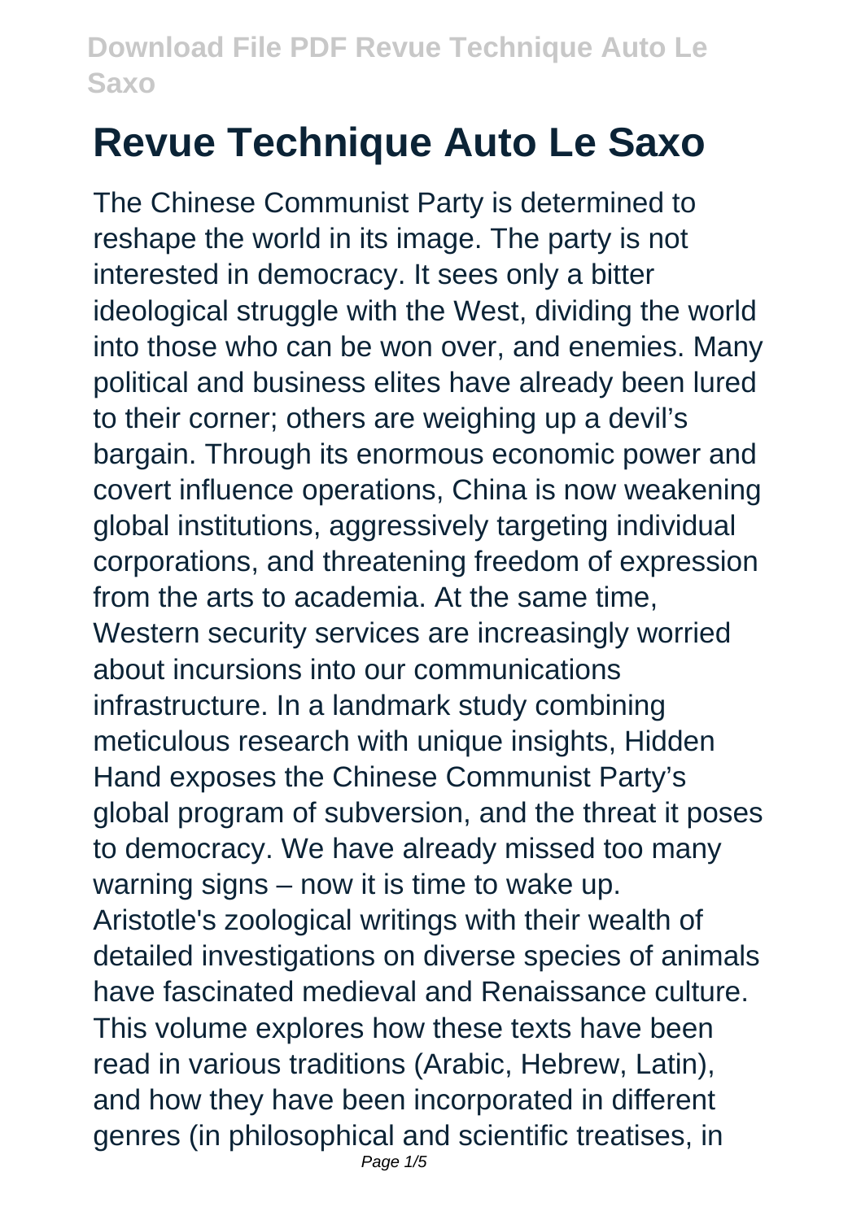# Revue Technique Auto Le Saxo

The Chinese Communist Party is determined to reshape the world in its image. The party is not interested in democracy. It sees only a bitter ideological struggle with the West, dividing the world into those who can be won over, and enemies. Many political and business elites have already been lured to their corner; others are weighing up a devil's bargain. Through its enormous economic power and covert influence operations, China is now weakening global institutions, aggressively targeting individual corporations, and threatening freedom of expression from the arts to academia. At the same time, Western security services are increasingly worried about incursions into our communications infrastructure. In a landmark study combining meticulous research with unique insights, Hidden Hand exposes the Chinese Communist Party's global program of subversion, and the threat it poses to democracy. We have already missed too many warning signs – now it is time to wake up.

Aristotle's zoological writings with their wealth of detailed investigations on diverse species of animals have fascinated medieval and Renaissance culture. This volume explores how these texts have been read in various traditions (Arabic, Hebrew, Latin), and how they have been incorporated in different genres (in philosophical and scientific treatises, in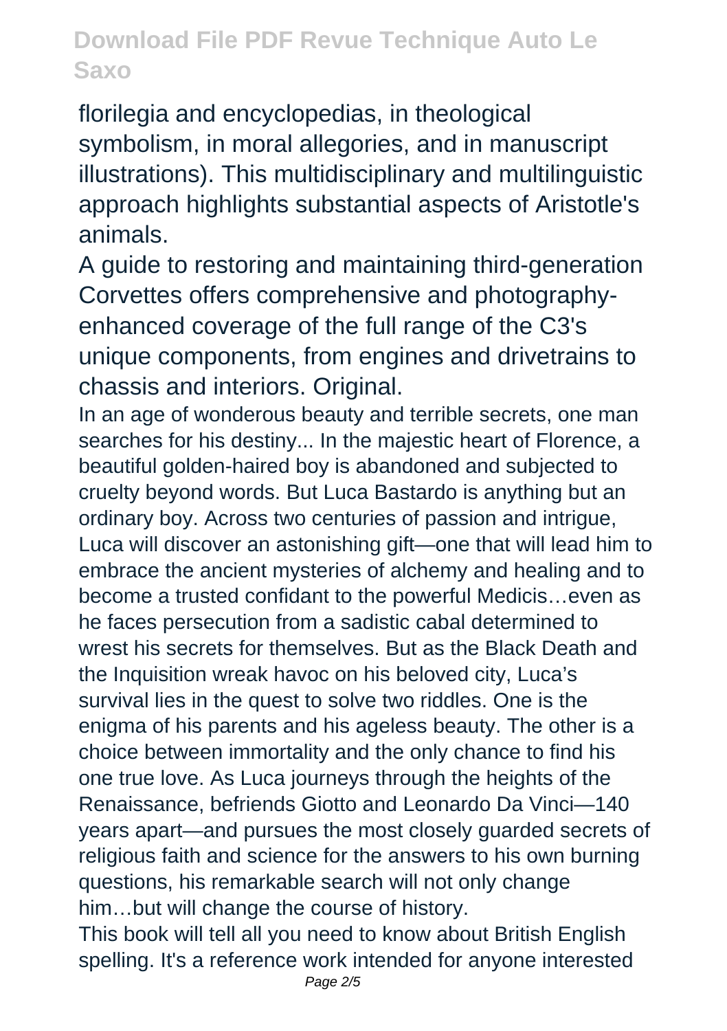florilegia and encyclopedias, in theological symbolism, in moral allegories, and in manuscript illustrations). This multidisciplinary and multilinguistic approach highlights substantial aspects of Aristotle's animals.

A guide to restoring and maintaining third-generation Corvettes offers comprehensive and photography-enhanced coverage of the full range of the C3's unique components, from engines and drivetrains to chassis and interiors. Original.

In an age of wonderous beauty and terrible secrets, one man searches for his destiny... In the majestic heart of Florence, a beautiful golden-haired boy is abandoned and subjected to cruelty beyond words. But Luca Bastardo is anything but an ordinary boy. Across two centuries of passion and intrigue, Luca will discover an astonishing gift—one that will lead him to embrace the ancient mysteries of alchemy and healing and to become a trusted confidant to the powerful Medicis…even as he faces persecution from a sadistic cabal determined to wrest his secrets for themselves. But as the Black Death and the Inquisition wreak havoc on his beloved city, Luca's survival lies in the quest to solve two riddles. One is the enigma of his parents and his ageless beauty. The other is a choice between immortality and the only chance to find his one true love. As Luca journeys through the heights of the Renaissance, befriends Giotto and Leonardo Da Vinci—140 years apart—and pursues the most closely guarded secrets of religious faith and science for the answers to his own burning questions, his remarkable search will not only change him…but will change the course of history.

This book will tell all you need to know about British English spelling. It's a reference work intended for anyone interested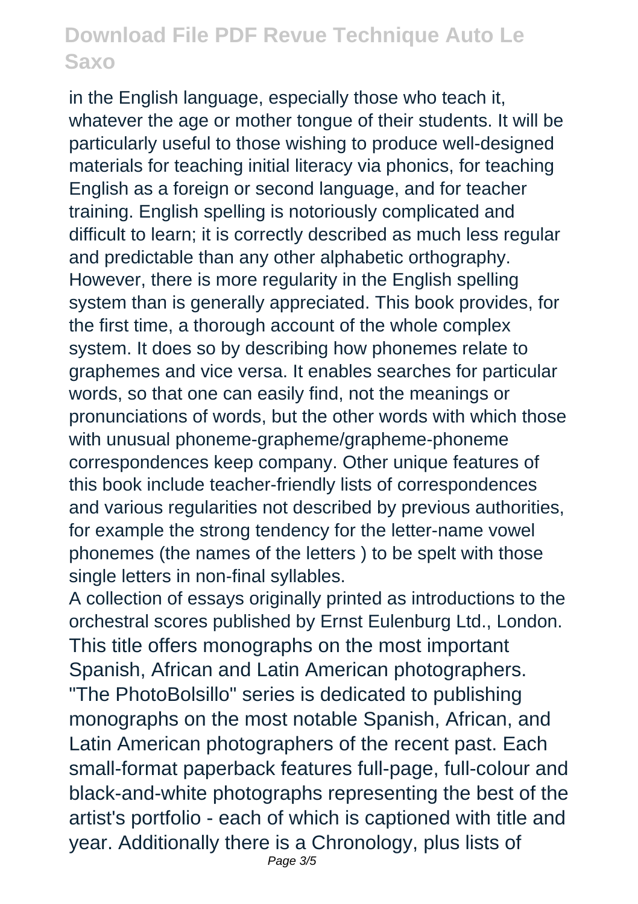in the English language, especially those who teach it, whatever the age or mother tongue of their students. It will be particularly useful to those wishing to produce well-designed materials for teaching initial literacy via phonics, for teaching English as a foreign or second language, and for teacher training. English spelling is notoriously complicated and difficult to learn; it is correctly described as much less regular and predictable than any other alphabetic orthography. However, there is more regularity in the English spelling system than is generally appreciated. This book provides, for the first time, a thorough account of the whole complex system. It does so by describing how phonemes relate to graphemes and vice versa. It enables searches for particular words, so that one can easily find, not the meanings or pronunciations of words, but the other words with which those with unusual phoneme-grapheme/grapheme-phoneme correspondences keep company. Other unique features of this book include teacher-friendly lists of correspondences and various regularities not described by previous authorities, for example the strong tendency for the letter-name vowel phonemes (the names of the letters ) to be spelt with those single letters in non-final syllables.

A collection of essays originally printed as introductions to the orchestral scores published by Ernst Eulenburg Ltd., London.

This title offers monographs on the most important Spanish, African and Latin American photographers. "The PhotoBolsillo" series is dedicated to publishing monographs on the most notable Spanish, African, and Latin American photographers of the recent past. Each small-format paperback features full-page, full-colour and black-and-white photographs representing the best of the artist's portfolio - each of which is captioned with title and year. Additionally there is a Chronology, plus lists of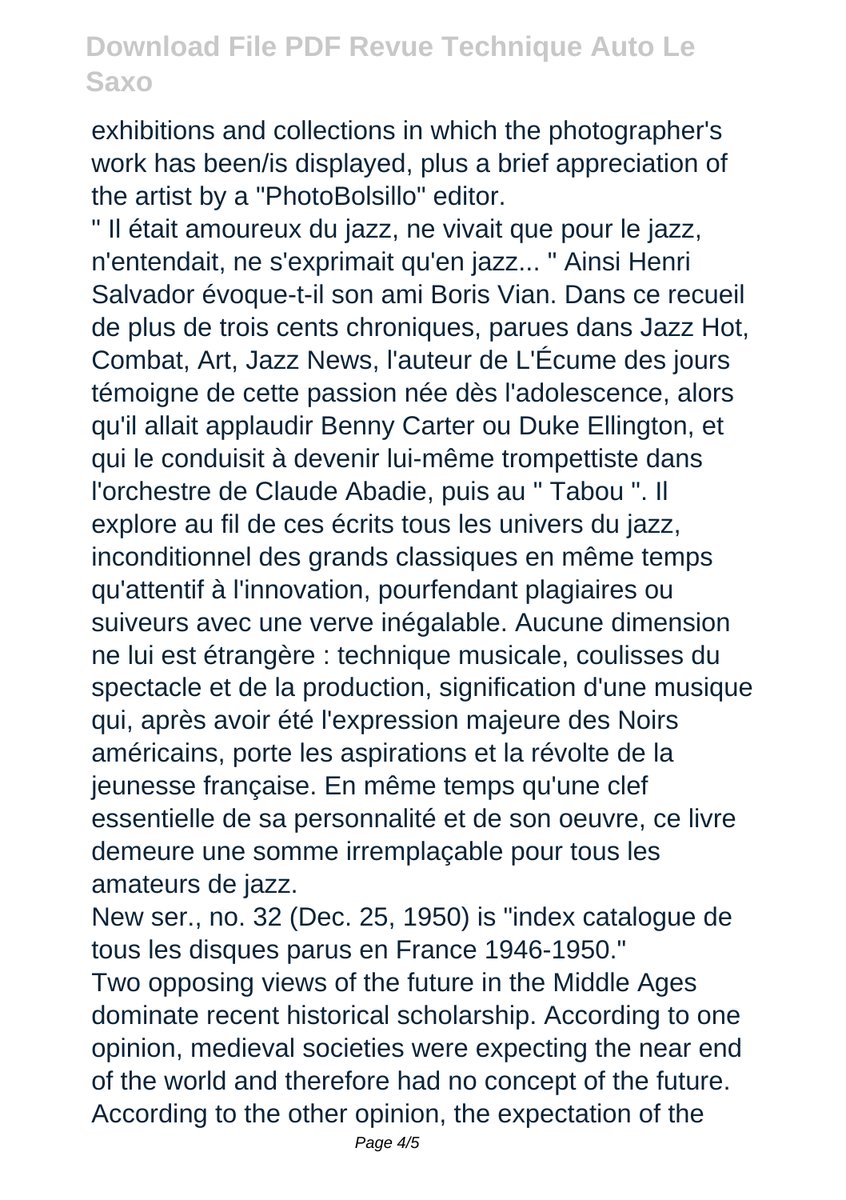exhibitions and collections in which the photographer's work has been/is displayed, plus a brief appreciation of the artist by a "PhotoBolsillo" editor.

" Il était amoureux du jazz, ne vivait que pour le jazz, n'entendait, ne s'exprimait qu'en jazz... " Ainsi Henri Salvador évoque-t-il son ami Boris Vian. Dans ce recueil de plus de trois cents chroniques, parues dans Jazz Hot, Combat, Art, Jazz News, l'auteur de L'Écume des jours témoigne de cette passion née dès l'adolescence, alors qu'il allait applaudir Benny Carter ou Duke Ellington, et qui le conduisit à devenir lui-même trompettiste dans l'orchestre de Claude Abadie, puis au " Tabou ". Il explore au fil de ces écrits tous les univers du jazz, inconditionnel des grands classiques en même temps qu'attentif à l'innovation, pourfendant plagiaires ou suiveurs avec une verve inégalable. Aucune dimension ne lui est étrangère : technique musicale, coulisses du spectacle et de la production, signification d'une musique qui, après avoir été l'expression majeure des Noirs américains, porte les aspirations et la révolte de la jeunesse française. En même temps qu'une clef essentielle de sa personnalité et de son oeuvre, ce livre demeure une somme irremplaçable pour tous les amateurs de jazz.

New ser., no. 32 (Dec. 25, 1950) is "index catalogue de tous les disques parus en France 1946-1950."

Two opposing views of the future in the Middle Ages dominate recent historical scholarship. According to one opinion, medieval societies were expecting the near end of the world and therefore had no concept of the future. According to the other opinion, the expectation of the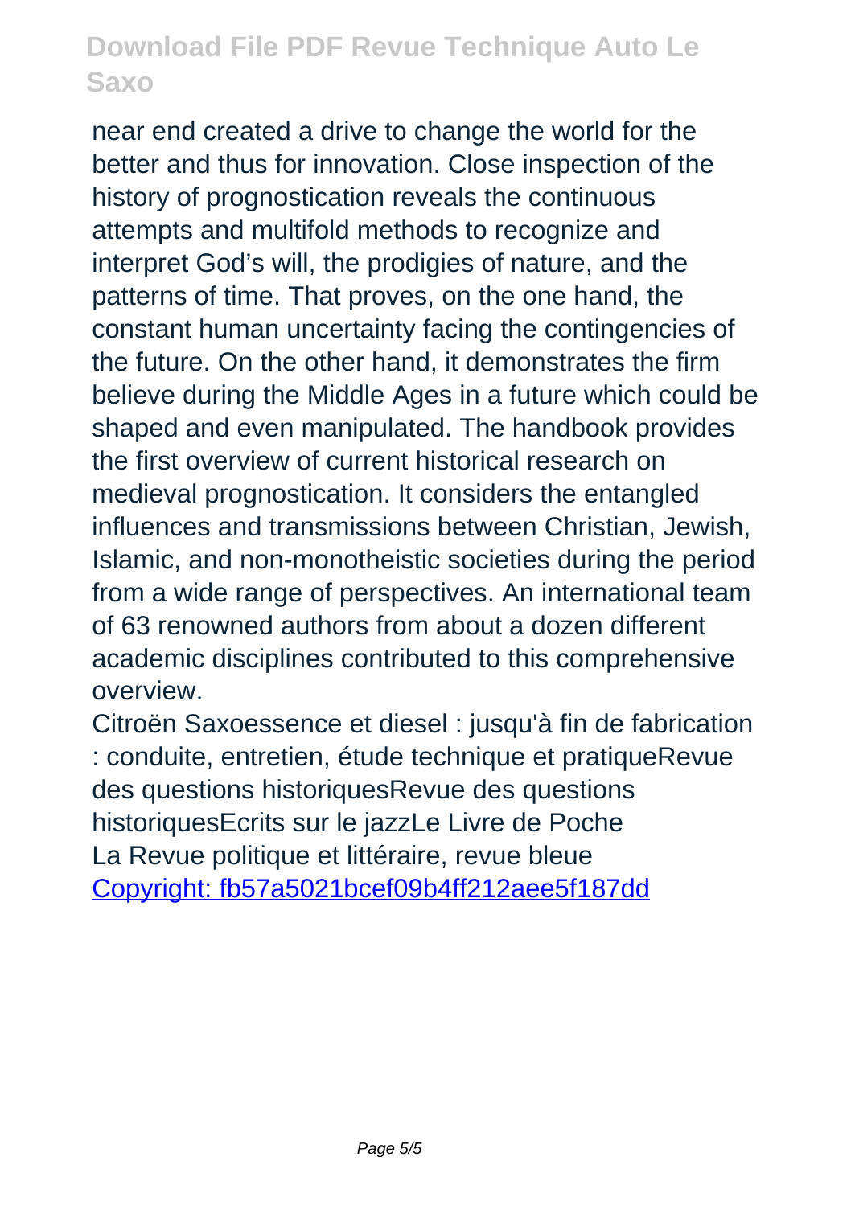near end created a drive to change the world for the better and thus for innovation. Close inspection of the history of prognostication reveals the continuous attempts and multifold methods to recognize and interpret God's will, the prodigies of nature, and the patterns of time. That proves, on the one hand, the constant human uncertainty facing the contingencies of the future. On the other hand, it demonstrates the firm believe during the Middle Ages in a future which could be shaped and even manipulated. The handbook provides the first overview of current historical research on medieval prognostication. It considers the entangled influences and transmissions between Christian, Jewish, Islamic, and non-monotheistic societies during the period from a wide range of perspectives. An international team of 63 renowned authors from about a dozen different academic disciplines contributed to this comprehensive overview.

Citroën Saxoessence et diesel : jusqu'à fin de fabrication : conduite, entretien, étude technique et pratiqueRevue des questions historiquesRevue des questions historiquesEcrits sur le jazzLe Livre de Poche
La Revue politique et littéraire, revue bleue
Copyright: fb57a5021bcef09b4ff212aee5f187dd